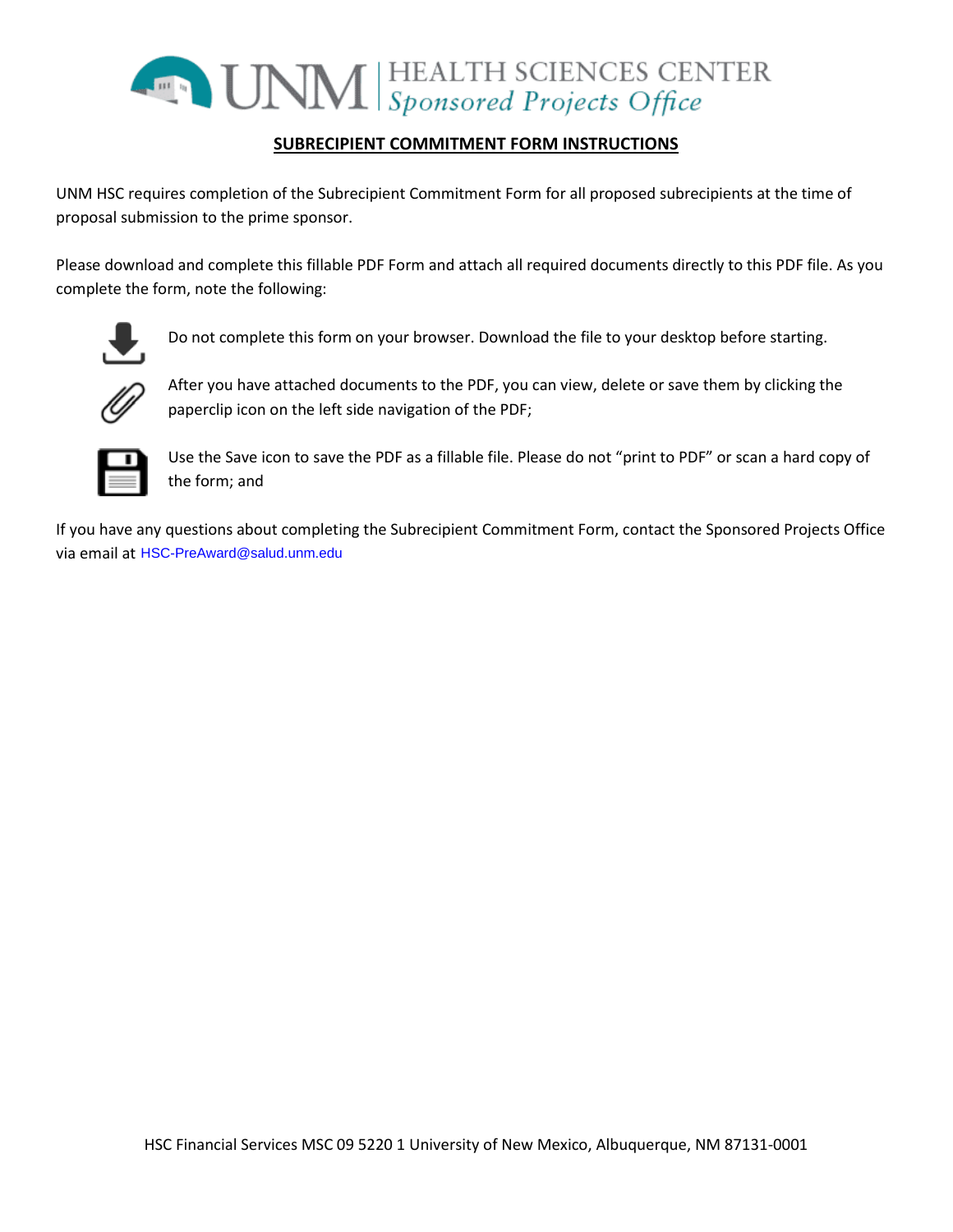UNM | HEALTH SCIENCES CENTER
*Sponsored Projects Office*

## SUBRECIPIENT COMMITMENT FORM INSTRUCTIONS

UNM HSC requires completion of the Subrecipient Commitment Form for all proposed subrecipients at the time of proposal submission to the prime sponsor.

Please download and complete this fillable PDF Form and attach all required documents directly to this PDF file. As you complete the form, note the following:

- Do not complete this form on your browser. Download the file to your desktop before starting.
- After you have attached documents to the PDF, you can view, delete or save them by clicking the paperclip icon on the left side navigation of the PDF;
- Use the Save icon to save the PDF as a fillable file. Please do not "print to PDF" or scan a hard copy of the form; and

If you have any questions about completing the Subrecipient Commitment Form, contact the Sponsored Projects Office via email at HSC-PreAward@salud.unm.edu

HSC Financial Services MSC 09 5220 1 University of New Mexico, Albuquerque, NM 87131-0001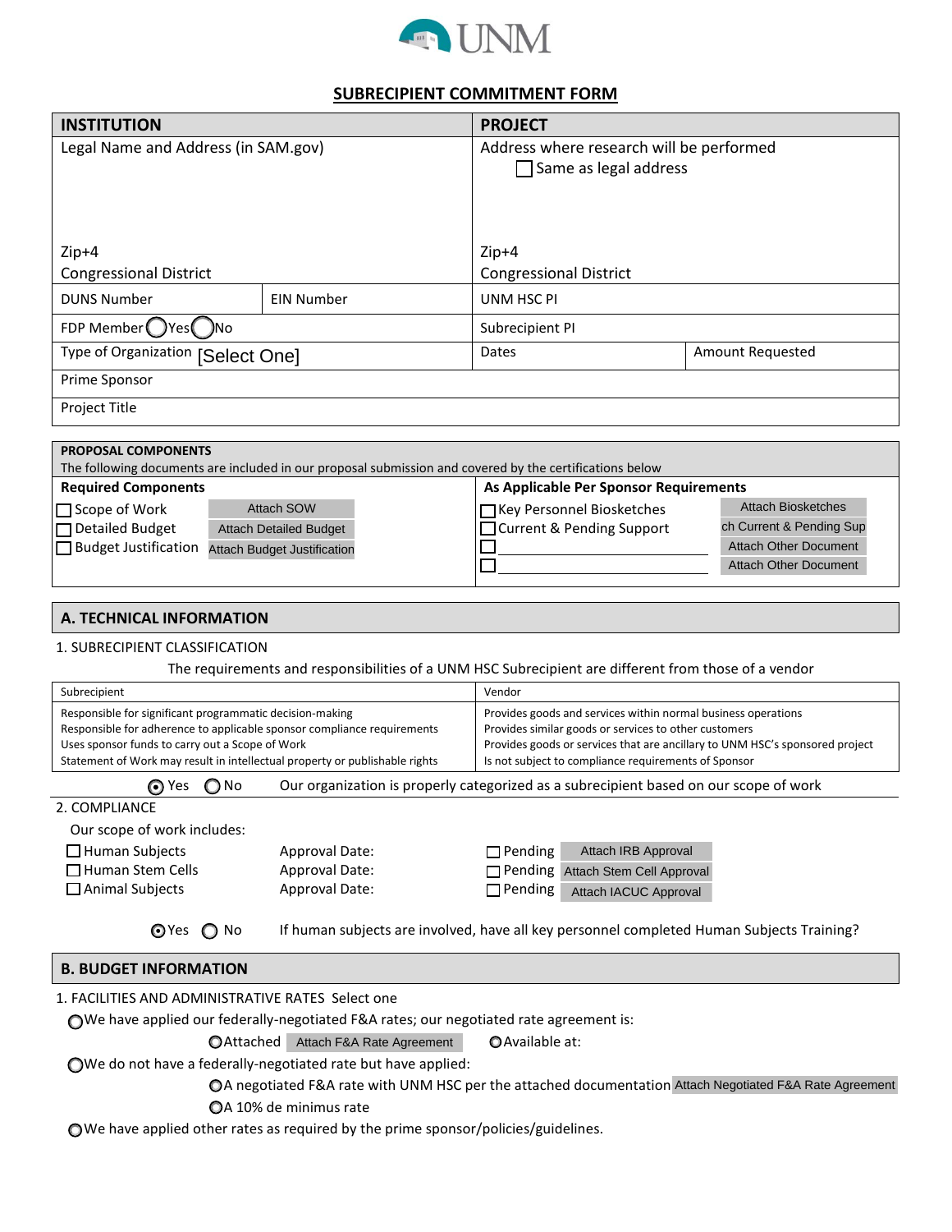UNM

# SUBRECIPIENT COMMITMENT FORM

| INSTITUTION | | PROJECT | |
|---|---|---|---|
| Legal Name and Address (in SAM.gov)<br><br>Zip+4<br>Congressional District | | Address where research will be performed<br>☐ Same as legal address<br><br>Zip+4<br>Congressional District | |
| DUNS Number | EIN Number | UNM HSC PI | |
| FDP Member ◯Yes ◯No | | Subrecipient PI | |
| Type of Organization [Select One] | | Dates | Amount Requested |
| Prime Sponsor | | | |
| Project Title | | | |

| PROPOSAL COMPONENTS<br>The following documents are included in our proposal submission and covered by the certifications below | | | |
|---|---|---|---|
| **Required Components** | | **As Applicable Per Sponsor Requirements** | |
| ☐ Scope of Work | Attach SOW | ☐ Key Personnel Biosketches | Attach Biosketches |
| ☐ Detailed Budget | Attach Detailed Budget | ☐ Current & Pending Support | ch Current & Pending Sup |
| ☐ Budget Justification | Attach Budget Justification | ☐ ______________ | Attach Other Document |
| | | ☐ ______________ | Attach Other Document |

## A. TECHNICAL INFORMATION

1. SUBRECIPIENT CLASSIFICATION

The requirements and responsibilities of a UNM HSC Subrecipient are different from those of a vendor

| Subrecipient | Vendor |
|---|---|
| Responsible for significant programmatic decision-making<br>Responsible for adherence to applicable sponsor compliance requirements<br>Uses sponsor funds to carry out a Scope of Work<br>Statement of Work may result in intellectual property or publishable rights | Provides goods and services within normal business operations<br>Provides similar goods or services to other customers<br>Provides goods or services that are ancillary to UNM HSC's sponsored project<br>Is not subject to compliance requirements of Sponsor |

⦿ Yes ◯ No Our organization is properly categorized as a subrecipient based on our scope of work

2. COMPLIANCE

Our scope of work includes:

| | | | |
|---|---|---|---|
| ☐ Human Subjects | Approval Date: | ☐ Pending | Attach IRB Approval |
| ☐ Human Stem Cells | Approval Date: | ☐ Pending | Attach Stem Cell Approval |
| ☐ Animal Subjects | Approval Date: | ☐ Pending | Attach IACUC Approval |

⦿ Yes ◯ No If human subjects are involved, have all key personnel completed Human Subjects Training?

## B. BUDGET INFORMATION

1. FACILITIES AND ADMINISTRATIVE RATES Select one

◯ We have applied our federally-negotiated F&A rates; our negotiated rate agreement is:

◯ Attached [Attach F&A Rate Agreement] ◯ Available at:

◯ We do not have a federally-negotiated rate but have applied:

◯ A negotiated F&A rate with UNM HSC per the attached documentation [Attach Negotiated F&A Rate Agreement]

◯ A 10% de minimus rate

◯ We have applied other rates as required by the prime sponsor/policies/guidelines.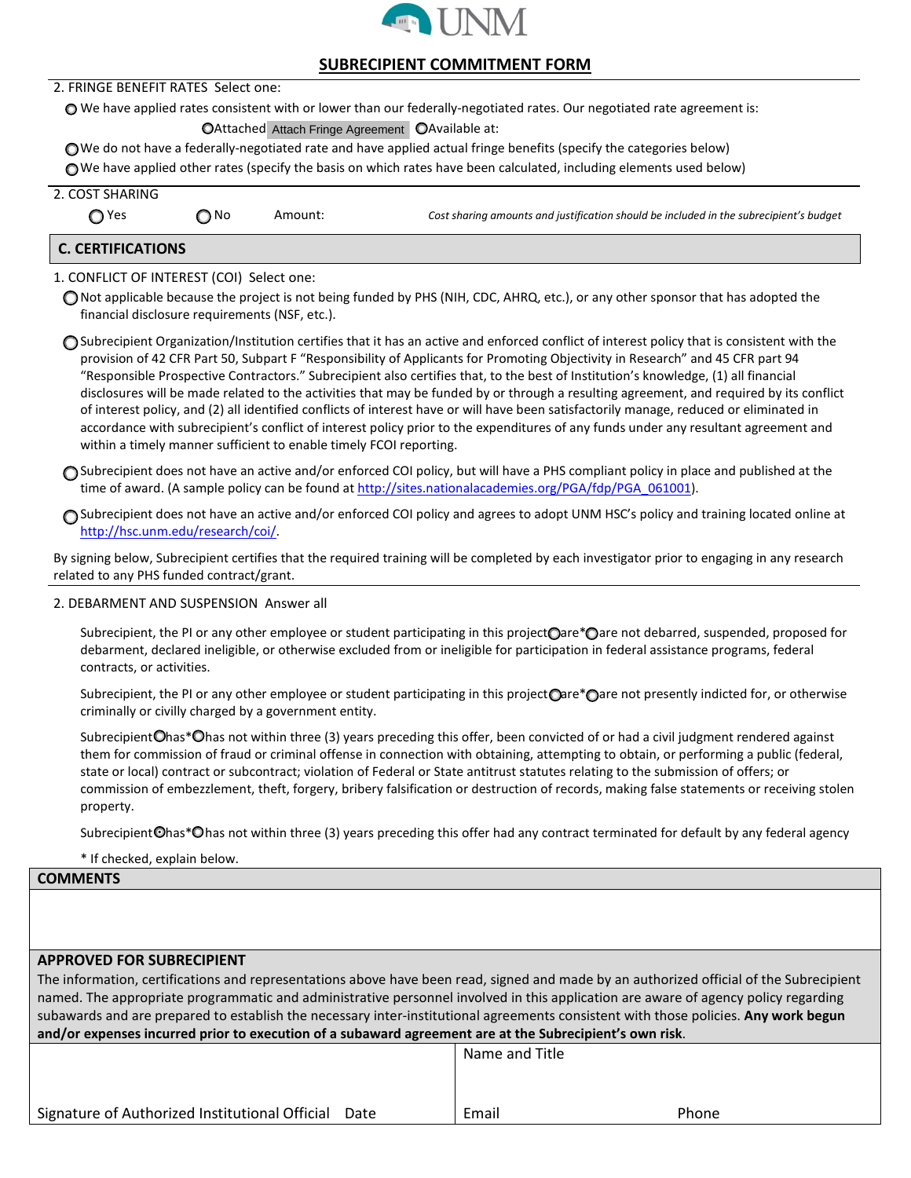## SUBRECIPIENT COMMITMENT FORM

2. FRINGE BENEFIT RATES Select one:

- ○ We have applied rates consistent with or lower than our federally-negotiated rates. Our negotiated rate agreement is:
  ○ Attached Attach Fringe Agreement ○ Available at:
- ○ We do not have a federally-negotiated rate and have applied actual fringe benefits (specify the categories below)
- ○ We have applied other rates (specify the basis on which rates have been calculated, including elements used below)

2. COST SHARING

○ Yes ○ No Amount: *Cost sharing amounts and justification should be included in the subrecipient's budget*

## C. CERTIFICATIONS

1. CONFLICT OF INTEREST (COI) Select one:

- ○ Not applicable because the project is not being funded by PHS (NIH, CDC, AHRQ, etc.), or any other sponsor that has adopted the financial disclosure requirements (NSF, etc.).
- ○ Subrecipient Organization/Institution certifies that it has an active and enforced conflict of interest policy that is consistent with the provision of 42 CFR Part 50, Subpart F "Responsibility of Applicants for Promoting Objectivity in Research" and 45 CFR part 94 "Responsible Prospective Contractors." Subrecipient also certifies that, to the best of Institution's knowledge, (1) all financial disclosures will be made related to the activities that may be funded by or through a resulting agreement, and required by its conflict of interest policy, and (2) all identified conflicts of interest have or will have been satisfactorily manage, reduced or eliminated in accordance with subrecipient's conflict of interest policy prior to the expenditures of any funds under any resultant agreement and within a timely manner sufficient to enable timely FCOI reporting.
- ○ Subrecipient does not have an active and/or enforced COI policy, but will have a PHS compliant policy in place and published at the time of award. (A sample policy can be found at http://sites.nationalacademies.org/PGA/fdp/PGA_061001).
- ○ Subrecipient does not have an active and/or enforced COI policy and agrees to adopt UNM HSC's policy and training located online at http://hsc.unm.edu/research/coi/.

By signing below, Subrecipient certifies that the required training will be completed by each investigator prior to engaging in any research related to any PHS funded contract/grant.

2. DEBARMENT AND SUSPENSION Answer all

Subrecipient, the PI or any other employee or student participating in this project ○ are* ○ are not debarred, suspended, proposed for debarment, declared ineligible, or otherwise excluded from or ineligible for participation in federal assistance programs, federal contracts, or activities.

Subrecipient, the PI or any other employee or student participating in this project ○ are* ○ are not presently indicted for, or otherwise criminally or civilly charged by a government entity.

Subrecipient ○ has* ○ has not within three (3) years preceding this offer, been convicted of or had a civil judgment rendered against them for commission of fraud or criminal offense in connection with obtaining, attempting to obtain, or performing a public (federal, state or local) contract or subcontract; violation of Federal or State antitrust statutes relating to the submission of offers; or commission of embezzlement, theft, forgery, bribery falsification or destruction of records, making false statements or receiving stolen property.

Subrecipient ○ has* ○ has not within three (3) years preceding this offer had any contract terminated for default by any federal agency

\* If checked, explain below.

### COMMENTS

### APPROVED FOR SUBRECIPIENT

The information, certifications and representations above have been read, signed and made by an authorized official of the Subrecipient named. The appropriate programmatic and administrative personnel involved in this application are aware of agency policy regarding subawards and are prepared to establish the necessary inter-institutional agreements consistent with those policies. **Any work begun and/or expenses incurred prior to execution of a subaward agreement are at the Subrecipient's own risk.**

| | |
|---|---|
| | Name and Title |
| Signature of Authorized Institutional Official Date | Email Phone |